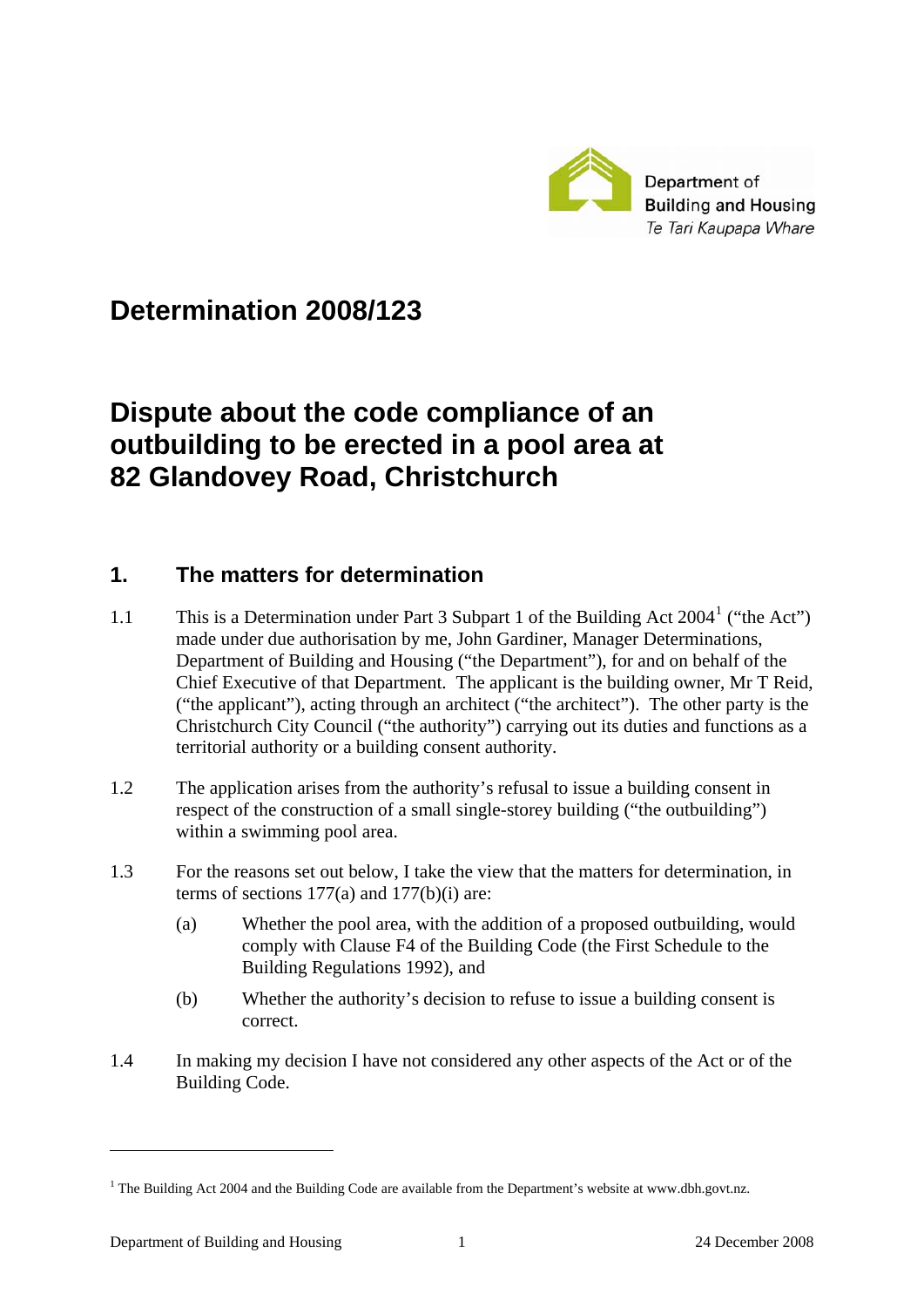Department of Building and Housing
*Te Tari Kaupapa Whare*

# Determination 2008/123

# Dispute about the code compliance of an outbuilding to be erected in a pool area at 82 Glandovey Road, Christchurch

## 1. The matters for determination

1.1 This is a Determination under Part 3 Subpart 1 of the Building Act 2004[1] ("the Act") made under due authorisation by me, John Gardiner, Manager Determinations, Department of Building and Housing ("the Department"), for and on behalf of the Chief Executive of that Department. The applicant is the building owner, Mr T Reid, ("the applicant"), acting through an architect ("the architect"). The other party is the Christchurch City Council ("the authority") carrying out its duties and functions as a territorial authority or a building consent authority.

1.2 The application arises from the authority's refusal to issue a building consent in respect of the construction of a small single-storey building ("the outbuilding") within a swimming pool area.

1.3 For the reasons set out below, I take the view that the matters for determination, in terms of sections 177(a) and 177(b)(i) are:

(a) Whether the pool area, with the addition of a proposed outbuilding, would comply with Clause F4 of the Building Code (the First Schedule to the Building Regulations 1992), and

(b) Whether the authority's decision to refuse to issue a building consent is correct.

1.4 In making my decision I have not considered any other aspects of the Act or of the Building Code.

[1] The Building Act 2004 and the Building Code are available from the Department's website at www.dbh.govt.nz.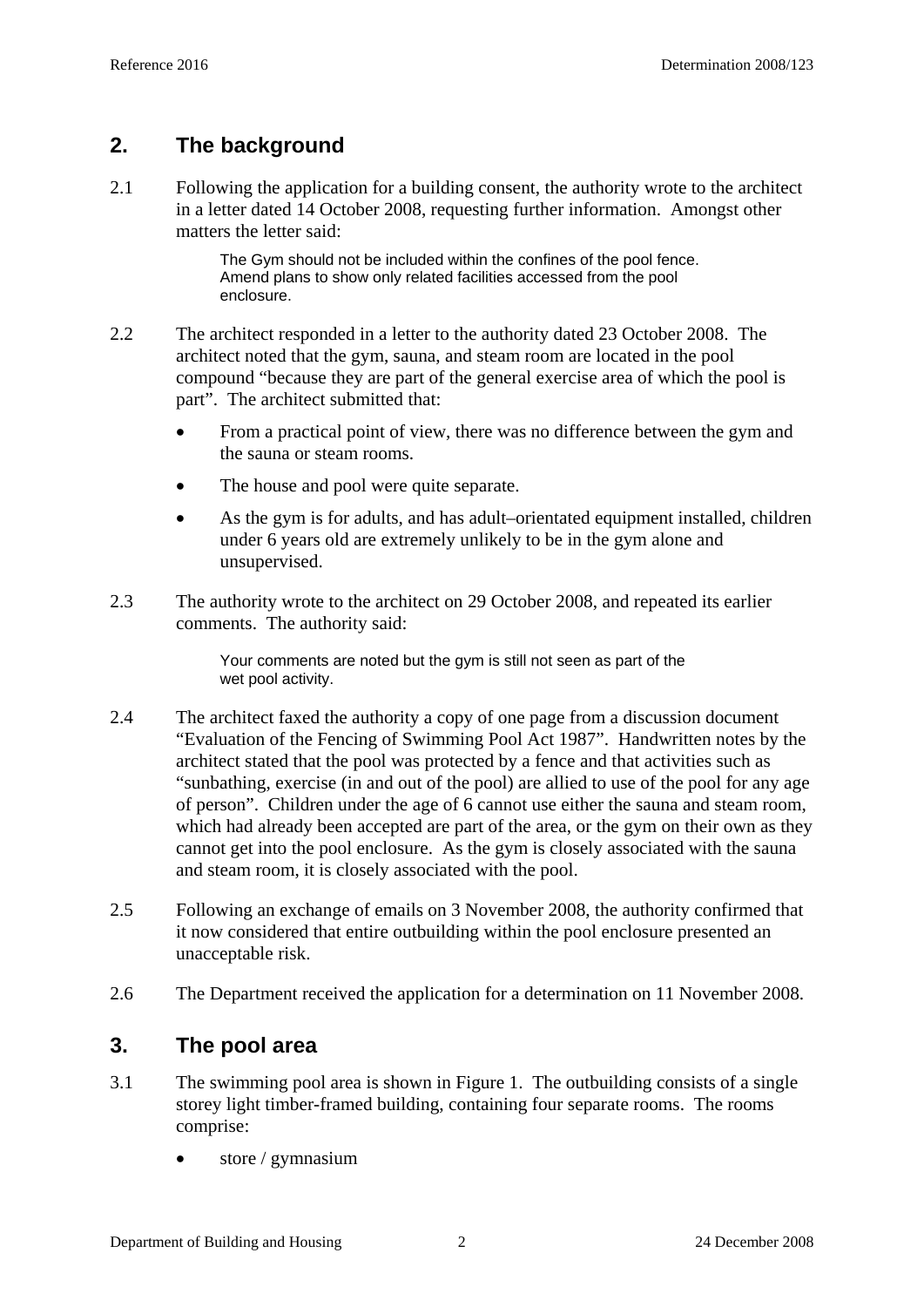## 2. The background

2.1 Following the application for a building consent, the authority wrote to the architect in a letter dated 14 October 2008, requesting further information. Amongst other matters the letter said:

> The Gym should not be included within the confines of the pool fence. Amend plans to show only related facilities accessed from the pool enclosure.

2.2 The architect responded in a letter to the authority dated 23 October 2008. The architect noted that the gym, sauna, and steam room are located in the pool compound "because they are part of the general exercise area of which the pool is part". The architect submitted that:

- From a practical point of view, there was no difference between the gym and the sauna or steam rooms.
- The house and pool were quite separate.
- As the gym is for adults, and has adult–orientated equipment installed, children under 6 years old are extremely unlikely to be in the gym alone and unsupervised.

2.3 The authority wrote to the architect on 29 October 2008, and repeated its earlier comments. The authority said:

> Your comments are noted but the gym is still not seen as part of the wet pool activity.

2.4 The architect faxed the authority a copy of one page from a discussion document "Evaluation of the Fencing of Swimming Pool Act 1987". Handwritten notes by the architect stated that the pool was protected by a fence and that activities such as "sunbathing, exercise (in and out of the pool) are allied to use of the pool for any age of person". Children under the age of 6 cannot use either the sauna and steam room, which had already been accepted are part of the area, or the gym on their own as they cannot get into the pool enclosure. As the gym is closely associated with the sauna and steam room, it is closely associated with the pool.

2.5 Following an exchange of emails on 3 November 2008, the authority confirmed that it now considered that entire outbuilding within the pool enclosure presented an unacceptable risk.

2.6 The Department received the application for a determination on 11 November 2008.

## 3. The pool area

3.1 The swimming pool area is shown in Figure 1. The outbuilding consists of a single storey light timber-framed building, containing four separate rooms. The rooms comprise:

- store / gymnasium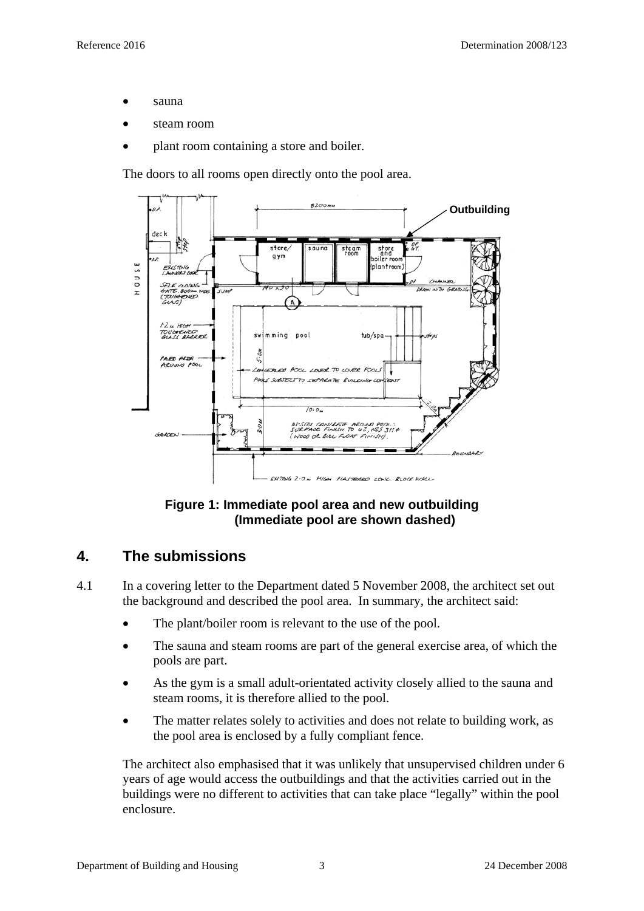- sauna
- steam room
- plant room containing a store and boiler.

The doors to all rooms open directly onto the pool area.

**Figure 1: Immediate pool area and new outbuilding (Immediate pool are shown dashed)**

## 4. The submissions

4.1 In a covering letter to the Department dated 5 November 2008, the architect set out the background and described the pool area. In summary, the architect said:

- The plant/boiler room is relevant to the use of the pool.
- The sauna and steam rooms are part of the general exercise area, of which the pools are part.
- As the gym is a small adult-orientated activity closely allied to the sauna and steam rooms, it is therefore allied to the pool.
- The matter relates solely to activities and does not relate to building work, as the pool area is enclosed by a fully compliant fence.

The architect also emphasised that it was unlikely that unsupervised children under 6 years of age would access the outbuildings and that the activities carried out in the buildings were no different to activities that can take place "legally" within the pool enclosure.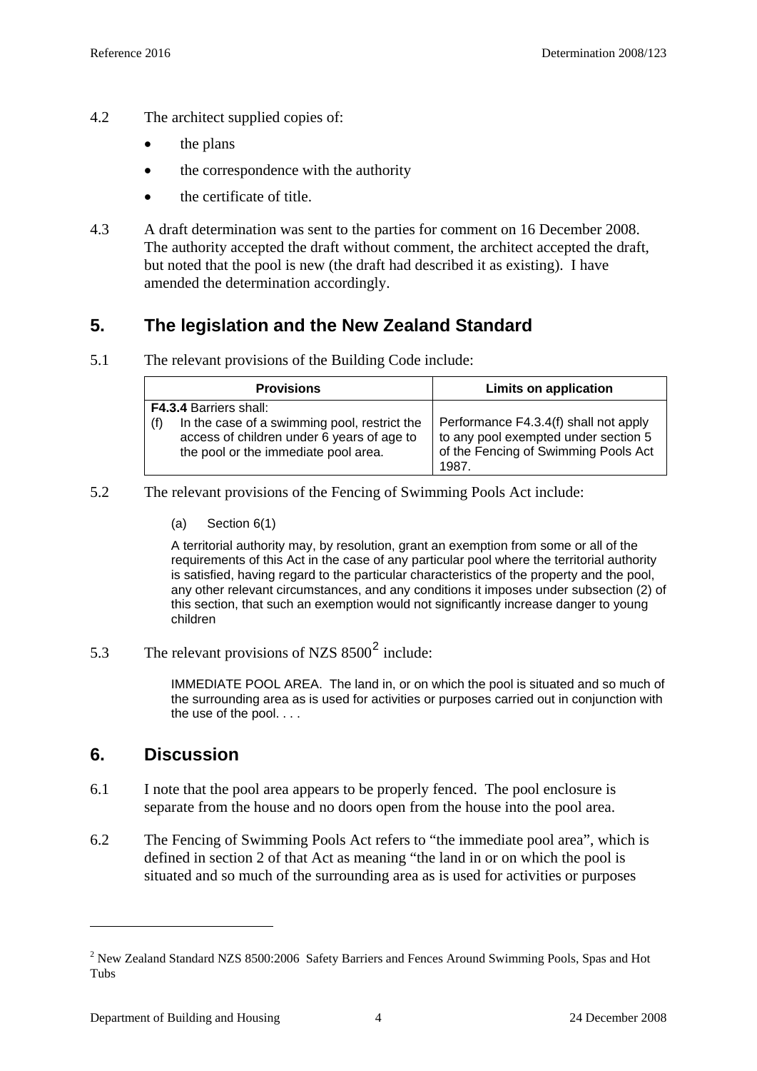4.2 The architect supplied copies of:

- the plans
- the correspondence with the authority
- the certificate of title.

4.3 A draft determination was sent to the parties for comment on 16 December 2008. The authority accepted the draft without comment, the architect accepted the draft, but noted that the pool is new (the draft had described it as existing). I have amended the determination accordingly.

## 5. The legislation and the New Zealand Standard

5.1 The relevant provisions of the Building Code include:

| Provisions | Limits on application |
|---|---|
| **F4.3.4** Barriers shall:<br>(f) In the case of a swimming pool, restrict the access of children under 6 years of age to the pool or the immediate pool area. | Performance F4.3.4(f) shall not apply to any pool exempted under section 5 of the Fencing of Swimming Pools Act 1987. |

5.2 The relevant provisions of the Fencing of Swimming Pools Act include:

(a) Section 6(1)

A territorial authority may, by resolution, grant an exemption from some or all of the requirements of this Act in the case of any particular pool where the territorial authority is satisfied, having regard to the particular characteristics of the property and the pool, any other relevant circumstances, and any conditions it imposes under subsection (2) of this section, that such an exemption would not significantly increase danger to young children

5.3 The relevant provisions of NZS 8500[2] include:

IMMEDIATE POOL AREA. The land in, or on which the pool is situated and so much of the surrounding area as is used for activities or purposes carried out in conjunction with the use of the pool. . . .

## 6. Discussion

6.1 I note that the pool area appears to be properly fenced. The pool enclosure is separate from the house and no doors open from the house into the pool area.

6.2 The Fencing of Swimming Pools Act refers to "the immediate pool area", which is defined in section 2 of that Act as meaning "the land in or on which the pool is situated and so much of the surrounding area as is used for activities or purposes

[2] New Zealand Standard NZS 8500:2006 Safety Barriers and Fences Around Swimming Pools, Spas and Hot Tubs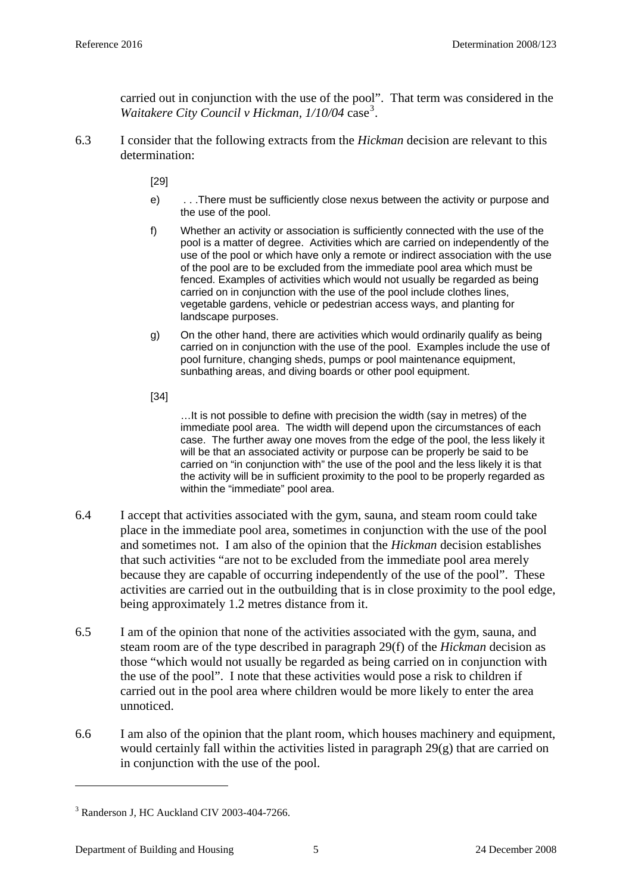carried out in conjunction with the use of the pool". That term was considered in the *Waitakere City Council v Hickman, 1/10/04* case[3].

6.3 I consider that the following extracts from the *Hickman* decision are relevant to this determination:

> [29]
>
> e) . . .There must be sufficiently close nexus between the activity or purpose and the use of the pool.
>
> f) Whether an activity or association is sufficiently connected with the use of the pool is a matter of degree. Activities which are carried on independently of the use of the pool or which have only a remote or indirect association with the use of the pool are to be excluded from the immediate pool area which must be fenced. Examples of activities which would not usually be regarded as being carried on in conjunction with the use of the pool include clothes lines, vegetable gardens, vehicle or pedestrian access ways, and planting for landscape purposes.
>
> g) On the other hand, there are activities which would ordinarily qualify as being carried on in conjunction with the use of the pool. Examples include the use of pool furniture, changing sheds, pumps or pool maintenance equipment, sunbathing areas, and diving boards or other pool equipment.
>
> [34]
>
> …It is not possible to define with precision the width (say in metres) of the immediate pool area. The width will depend upon the circumstances of each case. The further away one moves from the edge of the pool, the less likely it will be that an associated activity or purpose can be properly be said to be carried on "in conjunction with" the use of the pool and the less likely it is that the activity will be in sufficient proximity to the pool to be properly regarded as within the "immediate" pool area.

6.4 I accept that activities associated with the gym, sauna, and steam room could take place in the immediate pool area, sometimes in conjunction with the use of the pool and sometimes not. I am also of the opinion that the *Hickman* decision establishes that such activities "are not to be excluded from the immediate pool area merely because they are capable of occurring independently of the use of the pool". These activities are carried out in the outbuilding that is in close proximity to the pool edge, being approximately 1.2 metres distance from it.

6.5 I am of the opinion that none of the activities associated with the gym, sauna, and steam room are of the type described in paragraph 29(f) of the *Hickman* decision as those "which would not usually be regarded as being carried on in conjunction with the use of the pool". I note that these activities would pose a risk to children if carried out in the pool area where children would be more likely to enter the area unnoticed.

6.6 I am also of the opinion that the plant room, which houses machinery and equipment, would certainly fall within the activities listed in paragraph 29(g) that are carried on in conjunction with the use of the pool.

---

[3] Randerson J, HC Auckland CIV 2003-404-7266.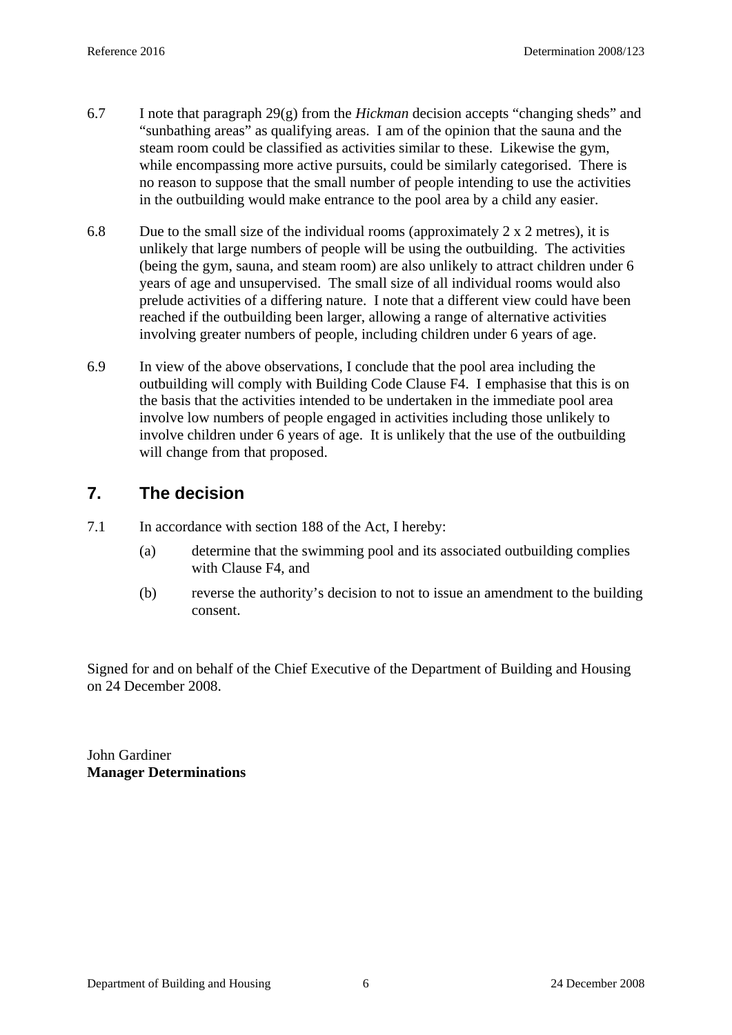6.7 I note that paragraph 29(g) from the *Hickman* decision accepts “changing sheds” and “sunbathing areas” as qualifying areas. I am of the opinion that the sauna and the steam room could be classified as activities similar to these. Likewise the gym, while encompassing more active pursuits, could be similarly categorised. There is no reason to suppose that the small number of people intending to use the activities in the outbuilding would make entrance to the pool area by a child any easier.

6.8 Due to the small size of the individual rooms (approximately 2 x 2 metres), it is unlikely that large numbers of people will be using the outbuilding. The activities (being the gym, sauna, and steam room) are also unlikely to attract children under 6 years of age and unsupervised. The small size of all individual rooms would also prelude activities of a differing nature. I note that a different view could have been reached if the outbuilding been larger, allowing a range of alternative activities involving greater numbers of people, including children under 6 years of age.

6.9 In view of the above observations, I conclude that the pool area including the outbuilding will comply with Building Code Clause F4. I emphasise that this is on the basis that the activities intended to be undertaken in the immediate pool area involve low numbers of people engaged in activities including those unlikely to involve children under 6 years of age. It is unlikely that the use of the outbuilding will change from that proposed.

## 7. The decision

7.1 In accordance with section 188 of the Act, I hereby:

(a) determine that the swimming pool and its associated outbuilding complies with Clause F4, and

(b) reverse the authority’s decision to not to issue an amendment to the building consent.

Signed for and on behalf of the Chief Executive of the Department of Building and Housing on 24 December 2008.

John Gardiner
**Manager Determinations**